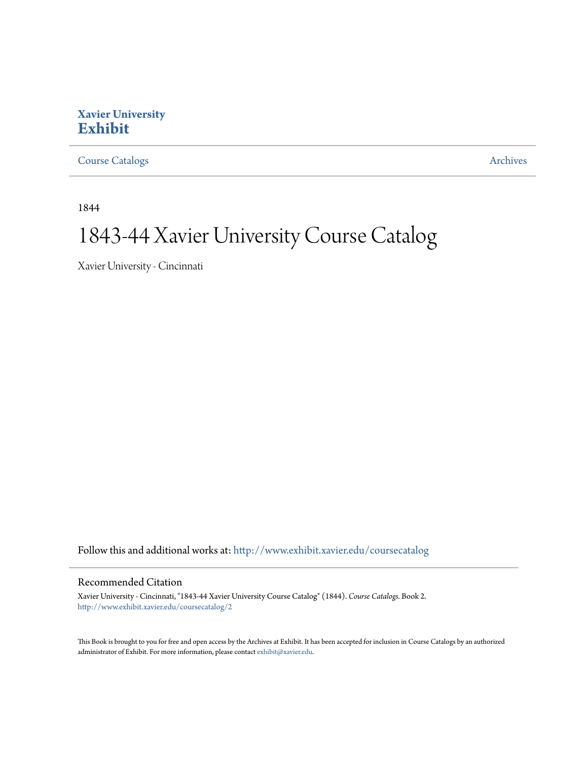**Xavier University**
**Exhibit**

Course Catalogs | Archives

1844

# 1843-44 Xavier University Course Catalog

Xavier University - Cincinnati

Follow this and additional works at: http://www.exhibit.xavier.edu/coursecatalog

## Recommended Citation

Xavier University - Cincinnati, "1843-44 Xavier University Course Catalog" (1844). *Course Catalogs.* Book 2.
http://www.exhibit.xavier.edu/coursecatalog/2

This Book is brought to you for free and open access by the Archives at Exhibit. It has been accepted for inclusion in Course Catalogs by an authorized administrator of Exhibit. For more information, please contact exhibit@xavier.edu.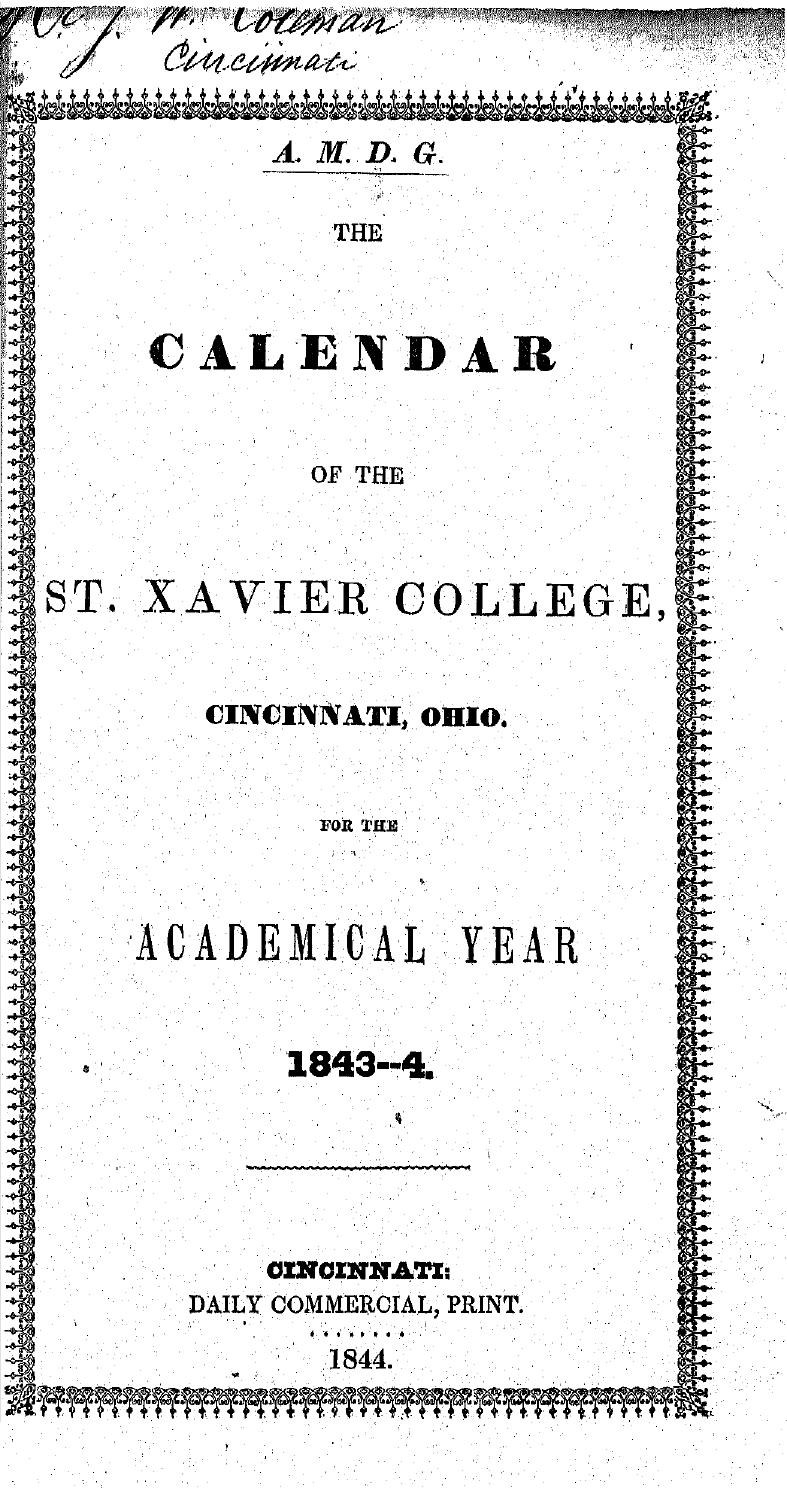J. W. Coleman
Cincinnati

*A. M. D. G.*

THE

# CALENDAR

OF THE

# ST. XAVIER COLLEGE,

**CINCINNATI, OHIO.**

FOR THE

## ACADEMICAL YEAR

**1843--4.**

**CINCINNATI:**
DAILY COMMERCIAL, PRINT.

1844.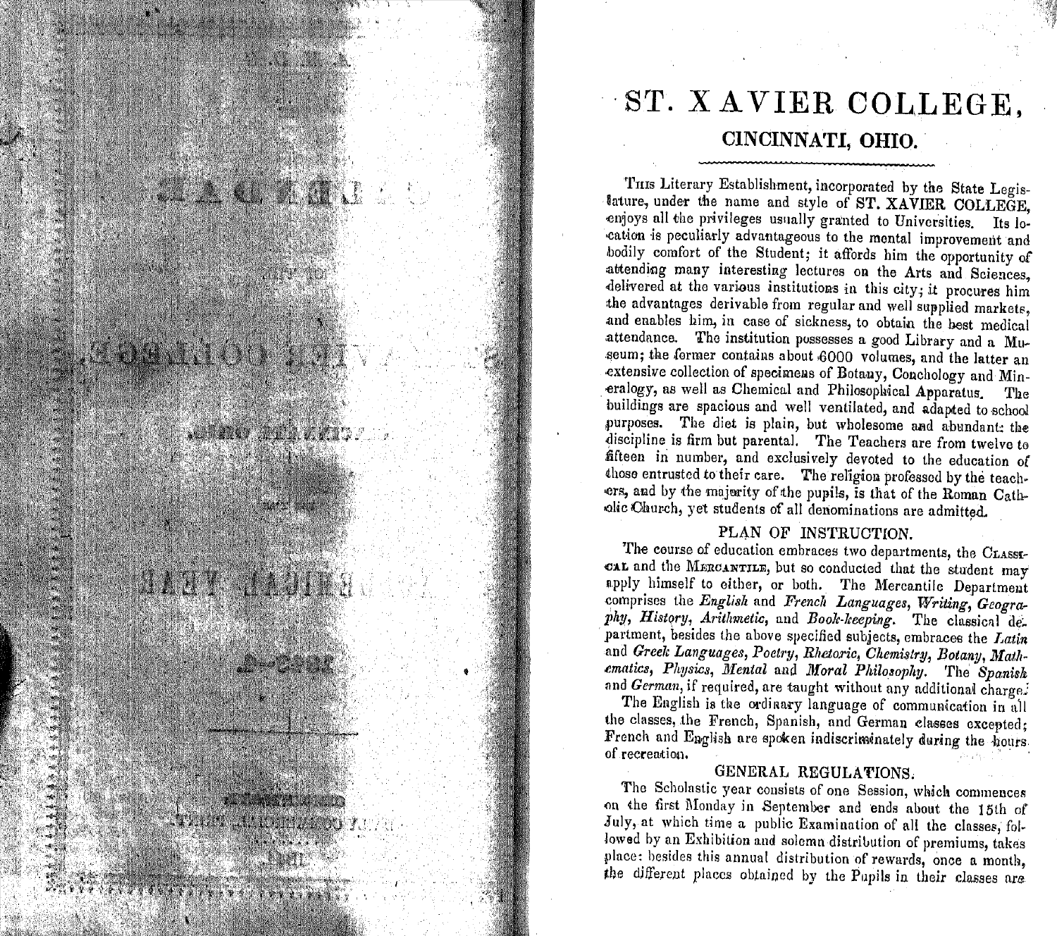# ST. XAVIER COLLEGE,

## CINCINNATI, OHIO.

THIS Literary Establishment, incorporated by the State Legislature, under the name and style of **ST. XAVIER COLLEGE**, enjoys all the privileges usually granted to Universities. Its location is peculiarly advantageous to the mental improvement and bodily comfort of the Student; it affords him the opportunity of attending many interesting lectures on the Arts and Sciences, delivered at the various institutions in this city; it procures him the advantages derivable from regular and well supplied markets, and enables him, in case of sickness, to obtain the best medical attendance. The institution possesses a good Library and a Museum; the former contains about 6000 volumes, and the latter an extensive collection of specimens of Botany, Conchology and Mineralogy, as well as Chemical and Philosophical Apparatus. The buildings are spacious and well ventilated, and adapted to school purposes. The diet is plain, but wholesome and abundant: the discipline is firm but parental. The Teachers are from twelve to fifteen in number, and exclusively devoted to the education of those entrusted to their care. The religion professed by the teachers, and by the majority of the pupils, is that of the Roman Catholic Church, yet students of all denominations are admitted.

### PLAN OF INSTRUCTION.

The course of education embraces two departments, the CLASSICAL and the MERCANTILE, but so conducted that the student may apply himself to either, or both. The Mercantile Department comprises the *English* and *French Languages, Writing, Geography, History, Arithmetic*, and *Book-keeping*. The classical department, besides the above specified subjects, embraces the *Latin* and *Greek Languages, Poetry, Rhetoric, Chemistry, Botany, Mathematics, Physics, Mental* and *Moral Philosophy*. The *Spanish* and *German*, if required, are taught without any additional charge.

The English is the ordinary language of communication in all the classes, the French, Spanish, and German classes excepted; French and English are spoken indiscriminately during the hours of recreation.

### GENERAL REGULATIONS.

The Scholastic year consists of one Session, which commences on the first Monday in September and ends about the 15th of July, at which time a public Examination of all the classes, followed by an Exhibition and solemn distribution of premiums, takes place: besides this annual distribution of rewards, once a month, the different places obtained by the Pupils in their classes are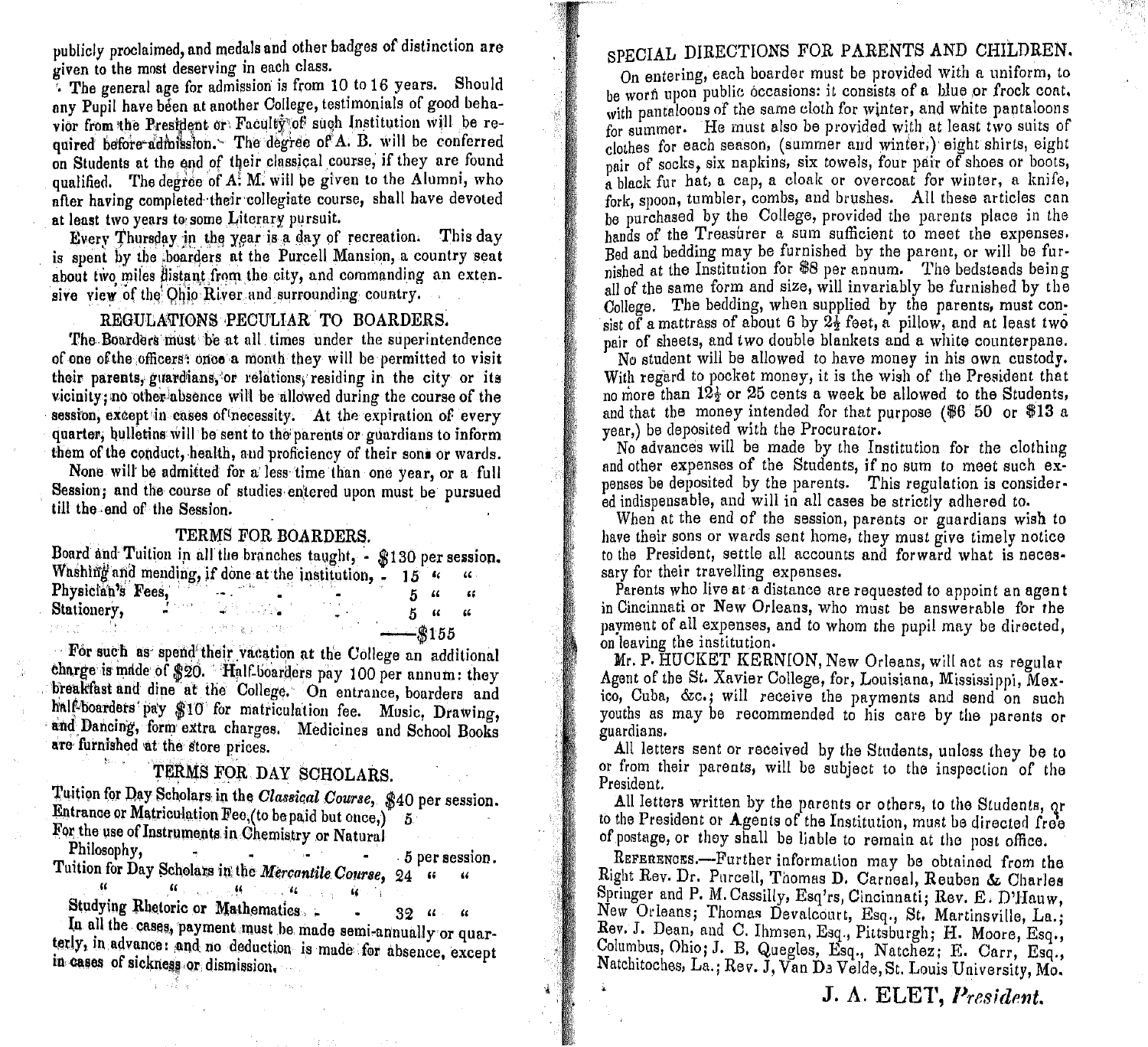publicly proclaimed, and medals and other badges of distinction are given to the most deserving in each class.

The general age for admission is from 10 to 16 years. Should any Pupil have been at another College, testimonials of good behavior from the President or Faculty of such Institution will be required before admission. The degree of A. B. will be conferred on Students at the end of their classical course, if they are found qualified. The degree of A. M. will be given to the Alumni, who after having completed their collegiate course, shall have devoted at least two years to some Literary pursuit.

Every Thursday in the year is a day of recreation. This day is spent by the boarders at the Purcell Mansion, a country seat about two miles distant from the city, and commanding an extensive view of the Ohio River and surrounding country.

## REGULATIONS PECULIAR TO BOARDERS.

The Boarders must be at all times under the superintendence of one of the officers: once a month they will be permitted to visit their parents, guardians, or relations, residing in the city or its vicinity; no other absence will be allowed during the course of the session, except in cases of necessity. At the expiration of every quarter, bulletins will be sent to the parents or guardians to inform them of the conduct, health, and proficiency of their sons or wards.

None will be admitted for a less time than one year, or a full Session; and the course of studies entered upon must be pursued till the end of the Session.

## TERMS FOR BOARDERS.

| | |
|---|---|
| Board and Tuition in all the branches taught, | \$130 per session. |
| Washing and mending, if done at the institution, | 15 " " |
| Physician's Fees, | 5 " " |
| Stationery, | 5 " " |
| | ——\$155 |

For such as spend their vacation at the College an additional charge is made of \$20. Half-boarders pay 100 per annum: they breakfast and dine at the College. On entrance, boarders and half-boarders pay \$10 for matriculation fee. Music, Drawing, and Dancing, form extra charges. Medicines and School Books are furnished at the store prices.

## TERMS FOR DAY SCHOLARS.

| | |
|---|---|
| Tuition for Day Scholars in the *Classical Course*, | \$40 per session. |
| Entrance or Matriculation Fee, (to be paid but once,) | 5 |
| For the use of Instruments in Chemistry or Natural Philosophy, | 5 per session. |
| Tuition for Day Scholars in the *Mercantile Course*, | 24 " " |
| " " " " " | |
| Studying Rhetoric or Mathematics | 32 " " |

In all the cases, payment must be made semi-annually or quarterly, in advance: and no deduction is made for absence, except in cases of sickness or dismission.

## SPECIAL DIRECTIONS FOR PARENTS AND CHILDREN.

On entering, each boarder must be provided with a uniform, to be worn upon public occasions: it consists of a blue or frock coat, with pantaloons of the same cloth for winter, and white pantaloons for summer. He must also be provided with at least two suits of clothes for each season, (summer and winter,) eight shirts, eight pair of socks, six napkins, six towels, four pair of shoes or boots, a black fur hat, a cap, a cloak or overcoat for winter, a knife, fork, spoon, tumbler, combs, and brushes. All these articles can be purchased by the College, provided the parents place in the hands of the Treasurer a sum sufficient to meet the expenses. Bed and bedding may be furnished by the parent, or will be furnished at the Institution for \$8 per annum. The bedsteads being all of the same form and size, will invariably be furnished by the College. The bedding, when supplied by the parents, must consist of a mattress of about 6 by 2½ feet, a pillow, and at least two pair of sheets, and two double blankets and a white counterpane.

No student will be allowed to have money in his own custody. With regard to pocket money, it is the wish of the President that no more than 12½ or 25 cents a week be allowed to the Students, and that the money intended for that purpose (\$6 50 or \$13 a year,) be deposited with the Procurator.

No advances will be made by the Institution for the clothing and other expenses of the Students, if no sum to meet such expenses be deposited by the parents. This regulation is considered indispensable, and will in all cases be strictly adhered to.

When at the end of the session, parents or guardians wish to have their sons or wards sent home, they must give timely notice to the President, settle all accounts and forward what is necessary for their travelling expenses.

Parents who live at a distance are requested to appoint an agent in Cincinnati or New Orleans, who must be answerable for the payment of all expenses, and to whom the pupil may be directed, on leaving the institution.

Mr. P. HUCKET KERNION, New Orleans, will act as regular Agent of the St. Xavier College, for, Louisiana, Mississippi, Mexico, Cuba, &c.; will receive the payments and send on such youths as may be recommended to his care by the parents or guardians.

All letters sent or received by the Students, unless they be to or from their parents, will be subject to the inspection of the President.

All letters written by the parents or others, to the Students, or to the President or Agents of the Institution, must be directed free of postage, or they shall be liable to remain at the post office.

REFERENCES.—Further information may be obtained from the Right Rev. Dr. Purcell, Thomas D. Carneal, Reuben & Charles Springer and P. M. Cassilly, Esq'rs, Cincinnati; Rev. E. D'Hauw, New Orleans; Thomas Devalcourt, Esq., St. Martinsville, La.; Rev. J. Dean, and C. Ihmsen, Esq., Pittsburgh; H. Moore, Esq., Columbus, Ohio; J. B. Quegles, Esq., Natchez; E. Carr, Esq., Natchitoches, La.; Rev. J. Van De Velde, St. Louis University, Mo.

**J. A. ELET,** *President.*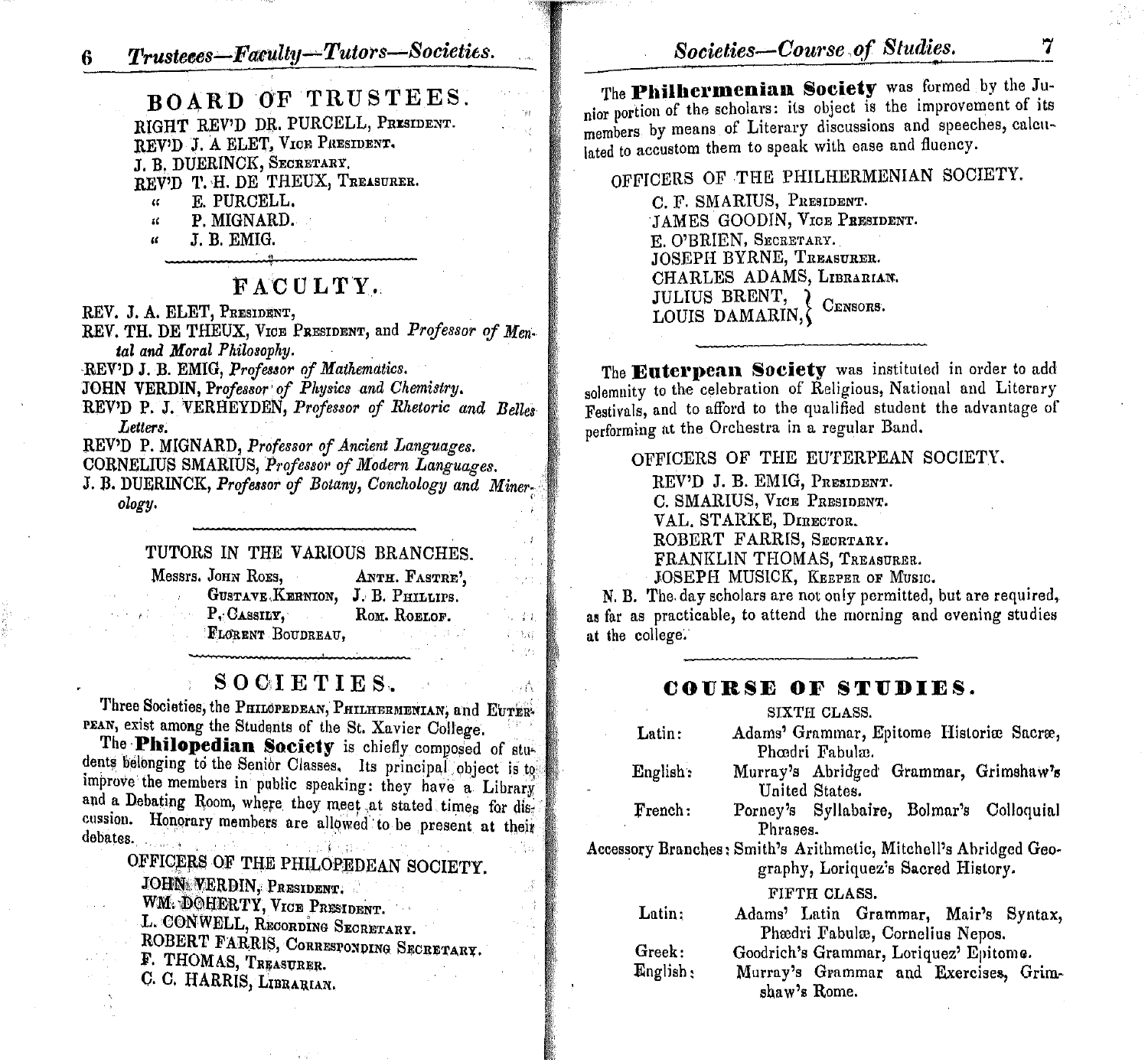## BOARD OF TRUSTEES.

RIGHT REV'D DR. PURCELL, PRESIDENT.
REV'D J. A ELET, VICE PRESIDENT.
J. B. DUERINCK, SECRETARY.
REV'D T. H. DE THEUX, TREASURER.
" E. PURCELL.
" P. MIGNARD.
" J. B. EMIG.

## FACULTY.

REV. J. A. ELET, PRESIDENT,
REV. TH. DE THEUX, VICE PRESIDENT, and *Professor of Mental and Moral Philosophy.*
REV'D J. B. EMIG, *Professor of Mathematics.*
JOHN VERDIN, *Professor of Physics and Chemistry.*
REV'D P. J. VERHEYDEN, *Professor of Rhetoric and Belles Letters.*
REV'D P. MIGNARD, *Professor of Ancient Languages.*
CORNELIUS SMARIUS, *Professor of Modern Languages.*
J. B. DUERINCK, *Professor of Botany, Conchology and Mineralogy.*

### TUTORS IN THE VARIOUS BRANCHES.

Messrs. JOHN ROES, ANTH. FASTRE',
GUSTAVE KERNION, J. B. PHILLIPS.
P. CASSILY, ROM. ROELOF.
FLORENT BOUDREAU,

## SOCIETIES.

Three Societies, the PHILOPEDEAN, PHILHERMENIAN, and EUTERPEAN, exist among the Students of the St. Xavier College.

The **Philopedian Society** is chiefly composed of students belonging to the Senior Classes. Its principal object is to improve the members in public speaking: they have a Library and a Debating Room, where they meet at stated times for discussion. Honorary members are allowed to be present at their debates.

### OFFICERS OF THE PHILOPEDEAN SOCIETY.

JOHN VERDIN, PRESIDENT.
WM. DOHERTY, VICE PRESIDENT.
L. CONWELL, RECORDING SECRETARY.
ROBERT FARRIS, CORRESPONDING SECRETARY.
F. THOMAS, TREASURER.
C. C. HARRIS, LIBRARIAN.

The **Philhermenian Society** was formed by the Junior portion of the scholars: its object is the improvement of its members by means of Literary discussions and speeches, calculated to accustom them to speak with ease and fluency.

### OFFICERS OF THE PHILHERMENIAN SOCIETY.

C. F. SMARIUS, PRESIDENT.
JAMES GOODIN, VICE PRESIDENT.
E. O'BRIEN, SECRETARY.
JOSEPH BYRNE, TREASURER.
CHARLES ADAMS, LIBRARIAN.
JULIUS BRENT, } CENSORS.
LOUIS DAMARIN, }

The **Euterpean Society** was instituted in order to add solemnity to the celebration of Religious, National and Literary Festivals, and to afford to the qualified student the advantage of performing at the Orchestra in a regular Band.

### OFFICERS OF THE EUTERPEAN SOCIETY.

REV'D J. B. EMIG, PRESIDENT.
C. SMARIUS, VICE PRESIDENT.
VAL. STARKE, DIRECTOR.
ROBERT FARRIS, SECRTARY.
FRANKLIN THOMAS, TREASURER.
JOSEPH MUSICK, KEEPER OF MUSIC.

N. B. The day scholars are not only permitted, but are required, as far as practicable, to attend the morning and evening studies at the college.

## COURSE OF STUDIES.

### SIXTH CLASS.

Latin: Adams' Grammar, Epitome Historiæ Sacræ, Phœdri Fabulæ.
English: Murray's Abridged Grammar, Grimshaw's United States.
French: Porney's Syllabaire, Bolmar's Colloquial Phrases.
Accessory Branches: Smith's Arithmetic, Mitchell's Abridged Geography, Loriquez's Sacred History.

### FIFTH CLASS.

Latin: Adams' Latin Grammar, Mair's Syntax, Phædri Fabulæ, Cornelius Nepos.
Greek: Goodrich's Grammar, Loriquez' Epitome.
English: Murray's Grammar and Exercises, Grimshaw's Rome.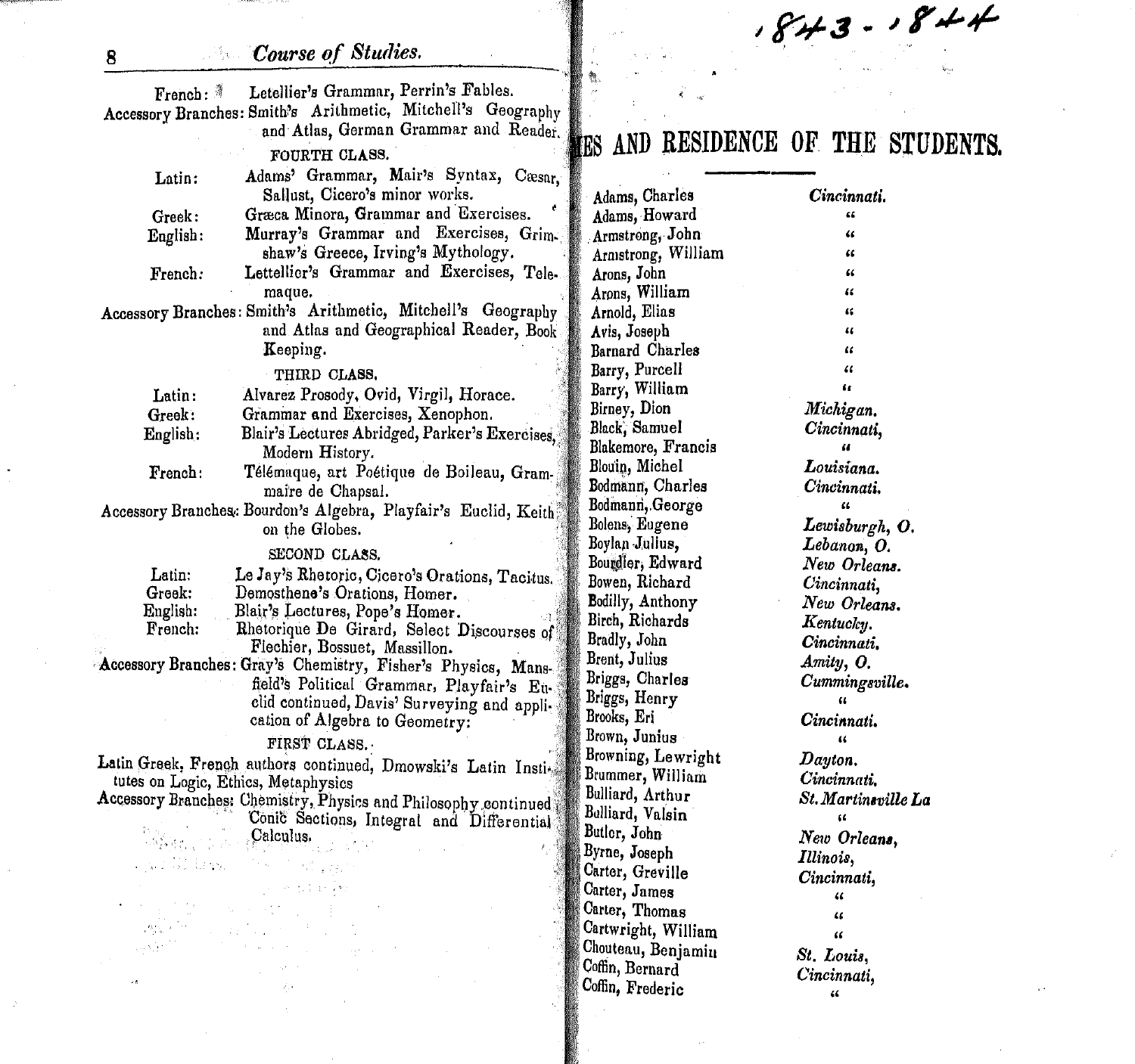## Course of Studies.

French: Letellier's Grammar, Perrin's Fables.
Accessory Branches: Smith's Arithmetic, Mitchell's Geography and Atlas, German Grammar and Reader.

### FOURTH CLASS.

Latin: Adams' Grammar, Mair's Syntax, Cæsar, Sallust, Cicero's minor works.
Greek: Græca Minora, Grammar and Exercises.
English: Murray's Grammar and Exercises, Grimshaw's Greece, Irving's Mythology.
French: Lettellier's Grammar and Exercises, Telemaque.
Accessory Branches: Smith's Arithmetic, Mitchell's Geography and Atlas and Geographical Reader, Book Keeping.

### THIRD CLASS.

Latin: Alvarez Prosody, Ovid, Virgil, Horace.
Greek: Grammar and Exercises, Xenophon.
English: Blair's Lectures Abridged, Parker's Exercises, Modern History.
French: Télémaque, art Poétique de Boileau, Grammaire de Chapsal.
Accessory Branches: Bourdon's Algebra, Playfair's Euclid, Keith on the Globes.

### SECOND CLASS.

Latin: Le Jay's Rhetoric, Cicero's Orations, Tacitus.
Greek: Demosthene's Orations, Homer.
English: Blair's Lectures, Pope's Homer.
French: Rhetorique De Girard, Select Discourses of Flechier, Bossuet, Massillon.
Accessory Branches: Gray's Chemistry, Fisher's Physics, Mansfield's Political Grammar, Playfair's Euclid continued, Davis' Surveying and application of Algebra to Geometry:

### FIRST CLASS.

Latin Greek, French authors continued, Dmowski's Latin Institutes on Logic, Ethics, Metaphysics
Accessory Branches: Chemistry, Physics and Philosophy continued Conic Sections, Integral and Differential Calculus.

1843 - 1844

## [NAM]ES AND RESIDENCE OF THE STUDENTS.

| | |
|---|---|
| Adams, Charles | *Cincinnati.* |
| Adams, Howard | " |
| Armstrong, John | " |
| Armstrong, William | " |
| Arons, John | " |
| Arons, William | " |
| Arnold, Elias | " |
| Avis, Joseph | " |
| Barnard Charles | " |
| Barry, Purcell | " |
| Barry, William | " |
| Birney, Dion | *Michigan.* |
| Black, Samuel | *Cincinnati,* |
| Blakemore, Francis | " |
| Blouin, Michel | *Louisiana.* |
| Bodmann, Charles | *Cincinnati.* |
| Bodmann, George | " |
| Bolens, Eugene | *Lewisburgh, O.* |
| Boylan Julius, | *Lebanon, O.* |
| Bourdier, Edward | *New Orleans.* |
| Bowen, Richard | *Cincinnati,* |
| Bodilly, Anthony | *New Orleans.* |
| Birch, Richards | *Kentucky.* |
| Bradly, John | *Cincinnati.* |
| Brent, Julius | *Amity, O.* |
| Briggs, Charles | *Cummingsville.* |
| Briggs, Henry | " |
| Brooks, Eri | *Cincinnati.* |
| Brown, Junius | " |
| Browning, Lewright | *Dayton.* |
| Brummer, William | *Cincinnati.* |
| Bulliard, Arthur | *St. Martinsville La* |
| Bulliard, Valsin | " |
| Butler, John | *New Orleans,* |
| Byrne, Joseph | *Illinois,* |
| Carter, Greville | *Cincinnati,* |
| Carter, James | " |
| Carter, Thomas | " |
| Cartwright, William | " |
| Chouteau, Benjamin | *St. Louis,* |
| Coffin, Bernard | *Cincinnati,* |
| Coffin, Frederic | " |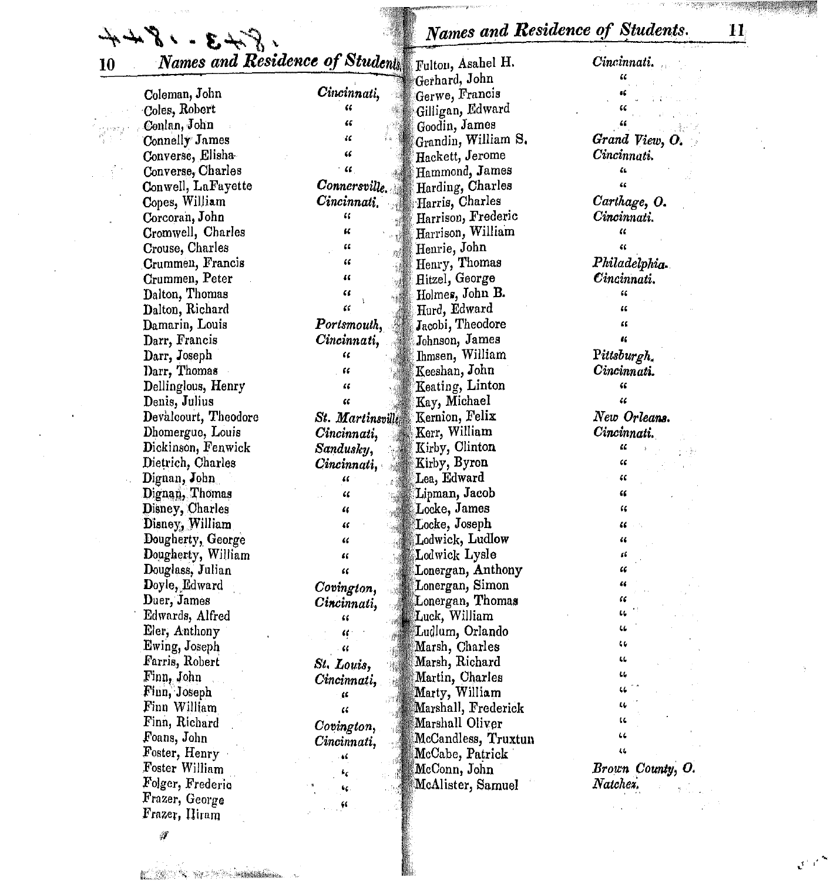## Names and Residence of Students.

| Name | Residence |
|---|---|
| Coleman, John | *Cincinnati,* |
| Coles, Robert | " |
| Conlan, John | " |
| Connelly James | " |
| Converse, Elisha | " |
| Converse, Charles | " |
| Conwell, LaFayette | *Connersville.* |
| Copes, William | *Cincinnati.* |
| Corcoran, John | " |
| Cromwell, Charles | " |
| Crouse, Charles | " |
| Crummen, Francis | " |
| Crummen, Peter | " |
| Dalton, Thomas | " |
| Dalton, Richard | " |
| Damarin, Louis | *Portsmouth,* |
| Darr, Francis | *Cincinnati,* |
| Darr, Joseph | " |
| Darr, Thomas | " |
| Dellinglous, Henry | " |
| Denis, Julius | " |
| Devàlcourt, Theodore | *St. Martinsville* |
| Dhomergue, Louis | *Cincinnati,* |
| Dickinson, Fenwick | *Sandusky,* |
| Dietrich, Charles | *Cincinnati,* |
| Dignan, John | " |
| Dignan, Thomas | " |
| Disney, Charles | " |
| Disney, William | " |
| Dougherty, George | " |
| Dougherty, William | " |
| Douglass, Julian | " |
| Doyle, Edward | *Covington,* |
| Duer, James | *Cincinnati,* |
| Edwards, Alfred | " |
| Eler, Anthony | " |
| Ewing, Joseph | " |
| Farris, Robert | *St. Louis,* |
| Finn, John | *Cincinnati,* |
| Finn, Joseph | " |
| Finn William | " |
| Finn, Richard | *Covington,* |
| Foans, John | *Cincinnati,* |
| Foster, Henry | " |
| Foster William | " |
| Folger, Frederic | " |
| Frazer, George | " |
| Frazer, Hiram | |
| Fulton, Asahel H. | *Cincinnati.* |
| Gerhard, John | " |
| Gerwe, Francis | " |
| Gilligan, Edward | " |
| Goodin, James | " |
| Grandin, William S. | *Grand View, O.* |
| Hackett, Jerome | *Cincinnati.* |
| Hammond, James | " |
| Harding, Charles | " |
| Harris, Charles | *Carthage, O.* |
| Harrison, Frederic | *Cincinnati.* |
| Harrison, William | " |
| Henrie, John | " |
| Henry, Thomas | *Philadelphia.* |
| Hitzel, George | *Cincinnati.* |
| Holmes, John B. | " |
| Hurd, Edward | " |
| Jacobi, Theodore | " |
| Johnson, James | " |
| Ihmsen, William | *Pittsburgh.* |
| Keeshan, John | *Cincinnati.* |
| Keating, Linton | " |
| Kay, Michael | " |
| Kernion, Felix | *New Orleans.* |
| Kerr, William | *Cincinnati.* |
| Kirby, Clinton | " |
| Kirby, Byron | " |
| Lea, Edward | " |
| Lipman, Jacob | " |
| Locke, James | " |
| Locke, Joseph | " |
| Lodwick, Ludlow | " |
| Lodwick Lysle | " |
| Lonergan, Anthony | " |
| Lonergan, Simon | " |
| Lonergan, Thomas | " |
| Luck, William | " |
| Ludlum, Orlando | " |
| Marsh, Charles | " |
| Marsh, Richard | " |
| Martin, Charles | " |
| Marty, William | " |
| Marshall, Frederick | " |
| Marshall Oliver | " |
| McCandless, Truxtun | " |
| McCabe, Patrick | " |
| McConn, John | *Brown County, O.* |
| McAlister, Samuel | *Natchez.* |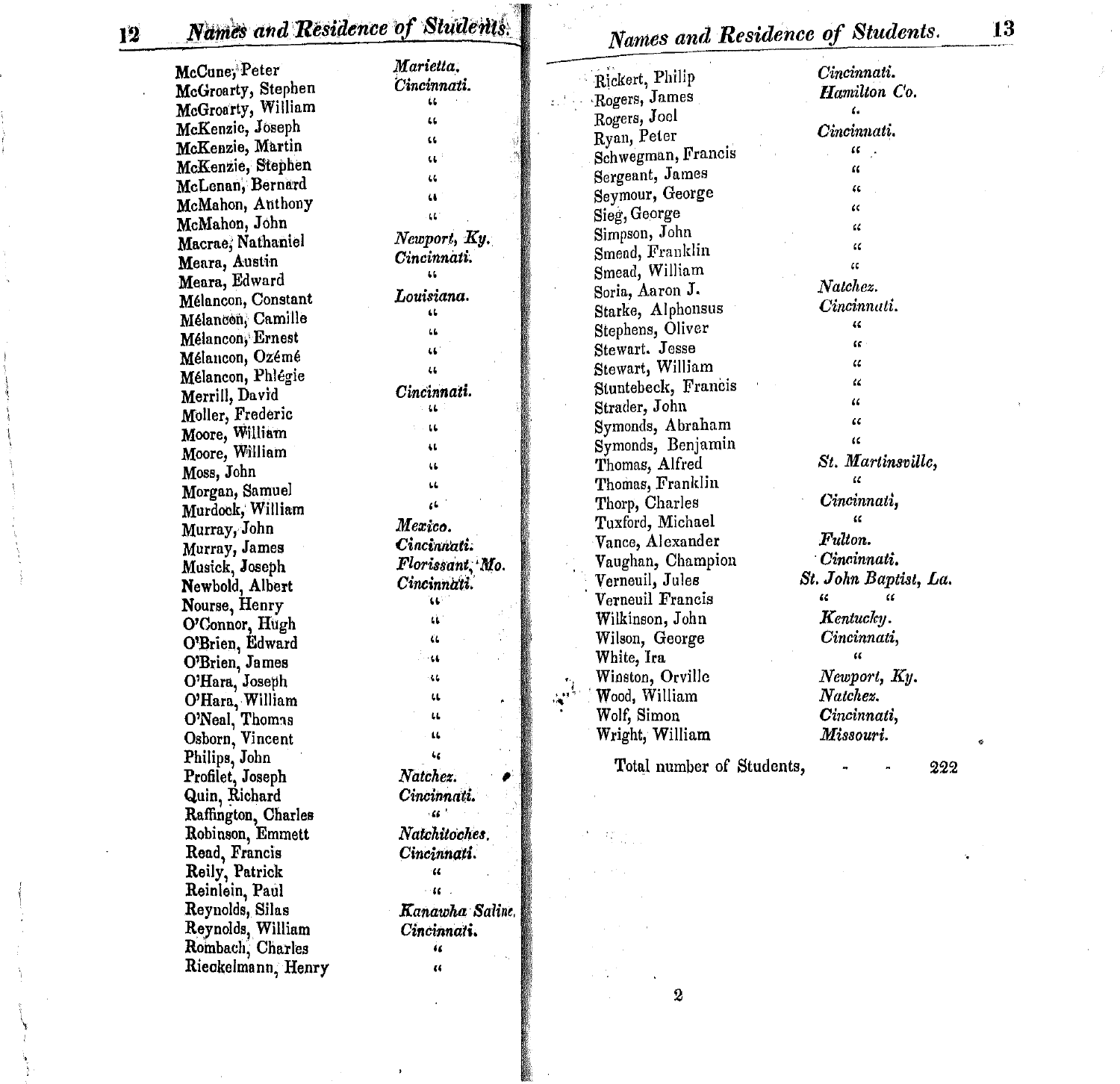| Name | Residence |
| --- | --- |
| McCune, Peter | *Marietta.* |
| McGroarty, Stephen | *Cincinnati.* |
| McGroarty, William | " |
| McKenzie, Joseph | " |
| McKenzie, Martin | " |
| McKenzie, Stephen | " |
| McLenan, Bernard | " |
| McMahon, Anthony | " |
| McMahon, John | " |
| Macrae, Nathaniel | *Newport, Ky.* |
| Meara, Austin | *Cincinnati.* |
| Meara, Edward | " |
| Mélancon, Constant | *Louisiana.* |
| Mélancon, Camille | " |
| Mélancon, Ernest | " |
| Mélancon, Ozémé | " |
| Mélancon, Phlégie | " |
| Merrill, David | *Cincinnati.* |
| Moller, Frederic | " |
| Moore, William | " |
| Moore, William | " |
| Moss, John | " |
| Morgan, Samuel | " |
| Murdock, William | " |
| Murray, John | *Mexico.* |
| Murray, James | *Cincinnati.* |
| Musick, Joseph | *Florissant, Mo.* |
| Newbold, Albert | *Cincinnati.* |
| Nourse, Henry | " |
| O'Connor, Hugh | " |
| O'Brien, Edward | " |
| O'Brien, James | " |
| O'Hara, Joseph | " |
| O'Hara, William | " |
| O'Neal, Thomas | " |
| Osborn, Vincent | " |
| Philips, John | " |
| Profilet, Joseph | *Natchez.* |
| Quin, Richard | *Cincinnati.* |
| Raffington, Charles | " |
| Robinson, Emmett | *Natchitoches.* |
| Read, Francis | *Cincinnati.* |
| Reily, Patrick | " |
| Reinlein, Paul | " |
| Reynolds, Silas | *Kanawha Saline.* |
| Reynolds, William | *Cincinnati.* |
| Rombach, Charles | " |
| Rieckelmann, Henry | " |
| Rickert, Philip | *Cincinnati.* |
| Rogers, James | *Hamilton Co.* |
| Rogers, Joel | " |
| Ryan, Peter | *Cincinnati.* |
| Schwegman, Francis | " |
| Sergeant, James | " |
| Seymour, George | " |
| Sieg, George | " |
| Simpson, John | " |
| Smead, Franklin | " |
| Smead, William | " |
| Soria, Aaron J. | *Natchez.* |
| Starke, Alphonsus | *Cincinnati.* |
| Stephens, Oliver | " |
| Stewart. Jesse | " |
| Stewart, William | " |
| Stuntebeck, Francis | " |
| Strader, John | " |
| Symonds, Abraham | " |
| Symonds, Benjamin | " |
| Thomas, Alfred | *St. Martinsville,* |
| Thomas, Franklin | " |
| Thorp, Charles | *Cincinnati,* |
| Tuxford, Michael | " |
| Vance, Alexander | *Fulton.* |
| Vaughan, Champion | *Cincinnati.* |
| Verneuil, Jules | *St. John Baptist, La.* |
| Verneuil Francis | " " |
| Wilkinson, John | *Kentucky.* |
| Wilson, George | *Cincinnati,* |
| White, Ira | " |
| Winston, Orville | *Newport, Ky.* |
| Wood, William | *Natchez.* |
| Wolf, Simon | *Cincinnati,* |
| Wright, William | *Missouri.* |

Total number of Students, - - 222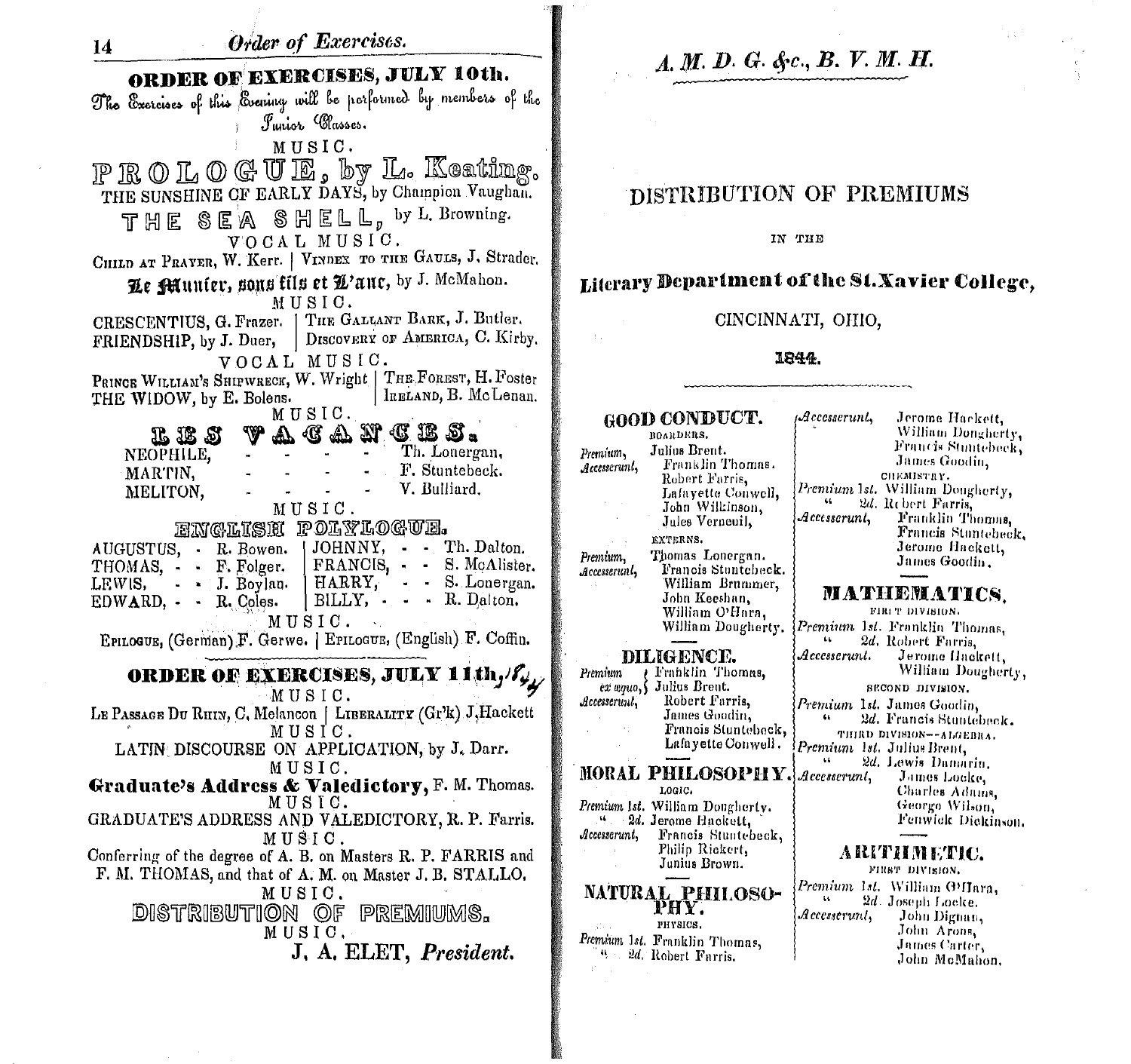## ORDER OF EXERCISES, JULY 10th.

*The Exercises of this Evening will be performed by members of the Junior Classes.*

MUSIC.

PROLOGUE, by L. Keating.

THE SUNSHINE OF EARLY DAYS, by Champion Vaughan.

THE SEA SHELL, by L. Browning.

VOCAL MUSIC.

CHILD AT PRAYER, W. Kerr. | VINDEX TO THE GAULS, J. Strader.

Le Meunier, sons fils et L'ane, by J. McMahon.

MUSIC.

CRESCENTIUS, G. Frazer. | THE GALLANT BARK, J. Butler.
FRIENDSHIP, by J. Duer, | DISCOVERY OF AMERICA, C. Kirby.

VOCAL MUSIC.

PRINCE WILLIAM'S SHIPWRECK, W. Wright | THE FOREST, H. Foster
THE WIDOW, by E. Bolens. | IRELAND, B. McLenan.

MUSIC.

LES VACANCES.

NEOPHILE, - - - - - Th. Lonergan,
MARTIN, - - - - - F. Stuntebeck.
MELITON, - - - - - V. Bulliard.

MUSIC.

ENGLISH POLYLOGUE.

AUGUSTUS, - R. Bowen. | JOHNNY, - - Th. Dalton.
THOMAS, - - F. Folger. | FRANCIS, - - S. McAlister.
LEWIS, - - J. Boylan. | HARRY, - - S. Lonergan.
EDWARD, - - R. Coles. | BILLY, - - - R. Dalton.

MUSIC.

EPILOGUE, (German) F. Gerwe. | EPILOGUE, (English) F. Coffin.

## ORDER OF EXERCISES, JULY 11th, /44

MUSIC.

LE PASSAGE DU RHIN, C. Melancon | LIBERALITY (Gr'k) J. Hackett

MUSIC.

LATIN DISCOURSE ON APPLICATION, by J. Darr.

MUSIC.

**Graduate's Address & Valedictory,** F. M. Thomas.

MUSIC.

GRADUATE'S ADDRESS AND VALEDICTORY, R. P. Farris.

MUSIC.

Conferring of the degree of A. B. on Masters R. P. FARRIS and F. M. THOMAS, and that of A. M. on Master J. B. STALLO.

MUSIC.

DISTRIBUTION OF PREMIUMS.

MUSIC.

J. A. ELET, *President.*

---

*A. M. D. G. &c., B. V. M. H.*

# DISTRIBUTION OF PREMIUMS

IN THE

## Literary Department of the St. Xavier College,

CINCINNATI, OHIO,

**1844.**

### GOOD CONDUCT.

BOARDERS.

*Premium*, Julius Brent.
*Accesserunt*, Franklin Thomas, Robert Farris, Lafayette Conwell, John Wilkinson, Jules Verneuil,

EXTERNS.

*Premium*, Thomas Lonergan.
*Accesserunt*, Francis Stuntebeck. William Brummer, John Keeshan, William O'Hara, William Dougherty.

### DILIGENCE.

*Premium ex æquo*, Franklin Thomas, Julius Brent.
*Accesserunt*, Robert Farris, James Goodin, Francis Stuntebeck, Lafayette Conwell.

### MORAL PHILOSOPHY.

LOGIC.

*Premium* 1*st*. William Dougherty.
" 2*d*. Jerome Hackett,
*Accesserunt*, Francis Stuntebeck, Philip Rickert, Junius Brown.

### NATURAL PHILOSOPHY.

PHYSICS.

*Premium* 1*st*. Franklin Thomas,
" 2*d*. Robert Farris.
*Accesserunt*, Jerome Hackett, William Dougherty, Francis Stuntebeck, James Goodin,

CHEMISTRY.

*Premium* 1*st*. William Dougherty,
" 2*d*. Robert Farris,
*Accesserunt*, Franklin Thomas, Francis Stuntebeck, Jerome Hackett, James Goodin.

### MATHEMATICS.

FIRST DIVISION.

*Premium* 1*st*. Franklin Thomas,
" 2*d*. Robert Farris,
*Accesserunt*. Jerome Hackett, William Dougherty,

SECOND DIVISION.

*Premium* 1*st*. James Goodin,
" 2*d*. Francis Stuntebeck.

THIRD DIVISION—ALGEBRA.

*Premium* 1*st*. Julius Brent,
" 2*d*. Lewis Damarin,
*Accesserunt*, James Locke, Charles Adams, George Wilson, Fenwick Dickinson.

### ARITHMETIC.

FIRST DIVISION.

*Premium* 1*st*. William O'Hara,
" 2*d*. Joseph Locke.
*Accesserunt*, John Dignan, John Arons, James Carter, John McMahon.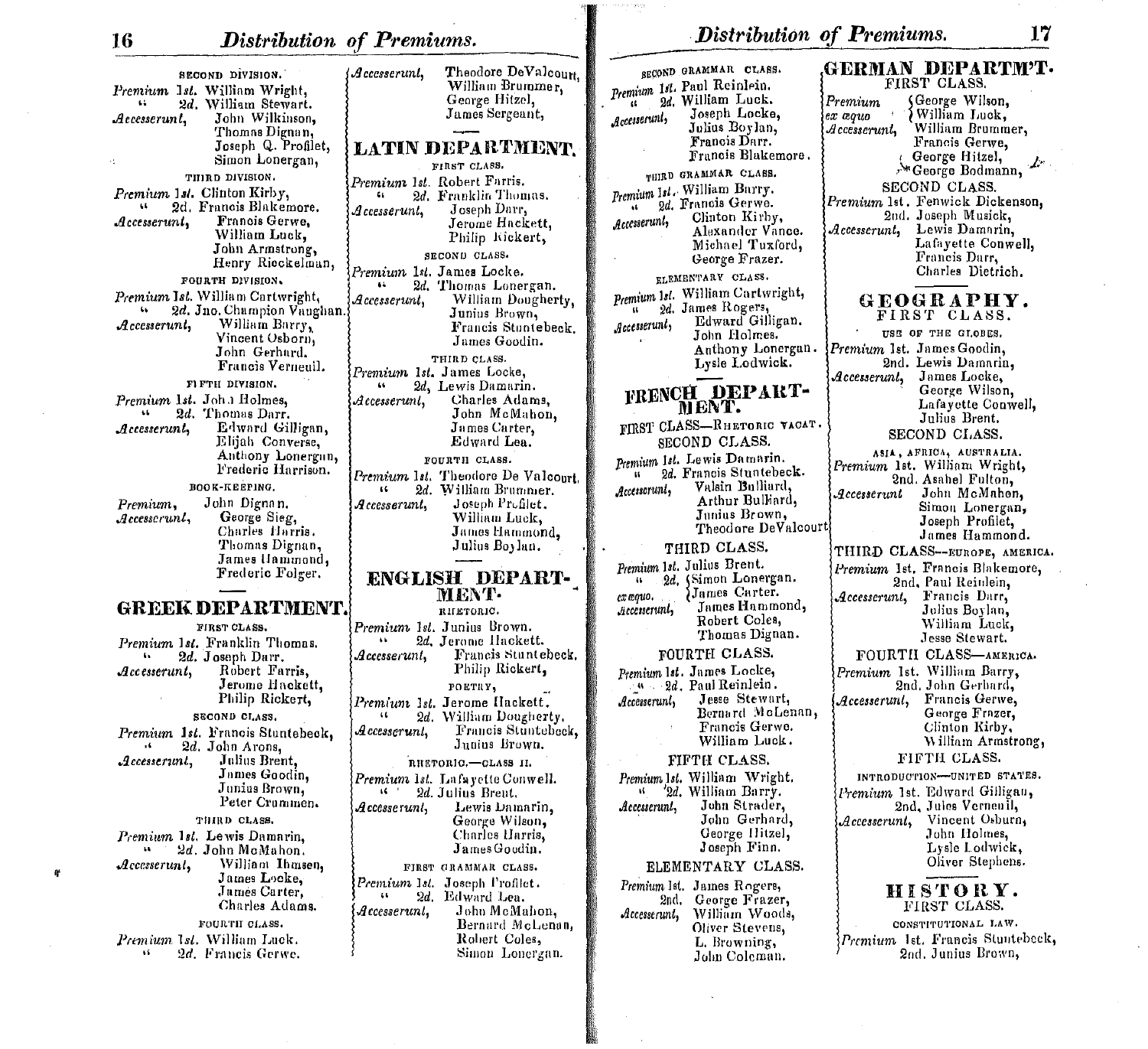SECOND DIVISION.

*Premium 1st.* William Wright,
" *2d.* William Stewart.
*Accesserunt,* John Wilkinson, Thomas Dignan, Joseph Q. Profilet, Simon Lonergan,

THIRD DIVISION.

*Premium 1st.* Clinton Kirby,
" 2d. Francis Blakemore.
*Accesserunt,* Francis Gerwe, William Luck, John Armstrong, Henry Rieckelman,

FOURTH DIVISION.

*Premium 1st.* William Cartwright,
" *2d.* Jno. Champion Vaughan.
*Accesserunt,* William Barry, Vincent Osborn, John Gerhard. Francis Verneuil.

FIFTH DIVISION.

*Premium 1st.* John Holmes,
" *2d.* Thomas Darr.
*Accesserunt,* Edward Gilligan, Elijah Converse, Anthony Lonergan, Frederic Harrison.

BOOK-KEEPING.

*Premium,* John Dignan.
*Accesserunt,* George Sieg, Charles Harris. Thomas Dignan, James Hammond, Frederic Folger.

## GREEK DEPARTMENT.

FIRST CLASS.

*Premium 1st.* Franklin Thomas.
" *2d.* Joseph Darr.
*Accesserunt,* Robert Farris, Jerome Hackett, Philip Rickert,

SECOND CLASS.

*Premium 1st.* Francis Stuntebeck,
" 2d. John Arons,
*Accesserunt,* Julius Brent, James Goodin, Junius Brown, Peter Crummen.

THIRD CLASS.

*Premium 1st.* Lewis Damarin,
" *2d.* John McMahon.
*Accesserunt,* William Ihmsen, James Locke, James Carter, Charles Adams.

FOURTH CLASS.

*Premium 1st.* William Luck.
" *2d.* Francis Gerwe.
*Accesserunt,* Theodore DeValcourt, William Brummer, George Hitzel, James Sergeant,

## LATIN DEPARTMENT.

FIRST CLASS.

*Premium 1st.* Robert Farris.
" *2d.* Franklin Thomas.
*Accesserunt,* Joseph Darr, Jerome Hackett, Philip Rickert,

SECOND CLASS.

*Premium 1st.* James Locke.
" *2d.* Thomas Lonergan.
*Accesserunt,* William Dougherty, Junius Brown, Francis Stuntebeck. James Goodin.

THIRD CLASS.

*Premium 1st.* James Locke,
" *2d,* Lewis Damarin.
*Accesserunt,* Charles Adams, John McMahon, James Carter, Edward Lea.

FOURTH CLASS.

*Premium 1st.* Theodore De Valcourt.
" *2d.* William Brummer.
*Accesserunt,* Joseph Profilet. William Luck, James Hammond, Julius Boylan.

## ENGLISH DEPARTMENT.

RHETORIC.

*Premium 1st.* Junius Brown.
" *2d.* Jerome Hackett.
*Accesserunt,* Francis Stuntebeck. Philip Rickert,

POETRY,

*Premium 1st.* Jerome Hackett.
" *2d.* William Dougherty.
*Accesserunt,* Francis Stuntebeck, Junius Brown.

RHETORIC.—CLASS II.

*Premium 1st.* Lafayette Conwell.
" *2d.* Julius Brent.
*Accesserunt,* Lewis Damarin, George Wilson, Charles Harris, James Goodin.

FIRST GRAMMAR CLASS.

*Premium 1st.* Joseph Profilet.
" *2d.* Edward Lea.
*Accesserunt,* John McMahon, Bernard McLenan, Robert Coles, Simon Lonergan.

SECOND GRAMMAR CLASS.

*Premium 1st.* Paul Reinlein.
" *2d.* William Luck.
*Accesserunt,* Joseph Locke, Julius Boylan, Francis Darr. Francis Blakemore.

THIRD GRAMMAR CLASS.

*Premium 1st.* William Barry.
" *2d.* Francis Gerwe.
*Accesserunt,* Clinton Kirby, Alexander Vance. Michael Tuxford, George Frazer.

ELEMENTARY CLASS.

*Premium 1st.* William Cartwright,
" *2d.* James Rogers,
*Accesserunt,* Edward Gilligan. John Holmes. Anthony Lonergan. Lysle Ledwick.

## FRENCH DEPARTMENT.

FIRST CLASS—RHETORIC VACAT.

SECOND CLASS.

*Premium 1st.* Lewis Damarin.
" *2d.* Francis Stuntebeck.
*Accesserunt,* Valsin Bulliard, Arthur Bulliard, Junius Brown, Theodore DeValcourt

THIRD CLASS.

*Premium 1st.* Julius Brent.
" *2d.* *ex æquo.* Simon Lonergan. James Carter.
*Accesserunt,* James Hammond, Robert Coles, Thomas Dignan.

FOURTH CLASS.

*Premium 1st.* James Locke,
" *2d.* Paul Reinlein.
*Accesserunt,* Jesse Stewart, Bernard McLenan, Francis Gerwe. William Luck.

FIFTH CLASS.

*Premium 1st.* William Wright.
" *2d.* William Barry.
*Accesserunt,* John Strader, John Gerhard, George Hitzel, Joseph Finn.

ELEMENTARY CLASS.

*Premium 1st.* James Rogers,
2nd. George Frazer,
*Accesserunt,* William Woods, Oliver Stevens, L. Browning, John Coleman.

## GERMAN DEPARTM'T.

FIRST CLASS.

*Premium ex æquo* George Wilson, William Luck,
*Accesserunt,* William Brummer, Francis Gerwe, George Hitzel, George Bodmann,

SECOND CLASS.

*Premium 1st.* Fenwick Dickenson,
2nd. Joseph Musick,
*Accesserunt,* Lewis Damarin, Lafayette Conwell, Francis Darr, Charles Dietrich.

## GEOGRAPHY.

FIRST CLASS.

USE OF THE GLOBES.

*Premium 1st.* James Goodin,
2nd. Lewis Damarin,
*Accesserunt,* James Locke, George Wilson, Lafayette Conwell, Julius Brent.

SECOND CLASS.

ASIA, AFRICA, AUSTRALIA.

*Premium 1st.* William Wright,
2nd. Asahel Fulton,
*Accesserunt* John McMahon, Simon Lonergan, Joseph Profilet, James Hammond.

THIRD CLASS—EUROPE, AMERICA.

*Premium 1st.* Francis Blakemore,
2nd. Paul Reinlein,
*Accesserunt,* Francis Darr, Julius Boylan, William Luck, Jesse Stewart.

FOURTH CLASS—AMERICA.

*Premium 1st.* William Barry,
2nd. John Gerhard,
*Accesserunt,* Francis Gerwe, George Frazer, Clinton Kirby, William Armstrong,

FIFTH CLASS.

INTRODUCTION—UNITED STATES.

*Premium 1st.* Edward Gilligan,
2nd. Jules Verneuil,
*Accesserunt,* Vincent Osburn, John Holmes, Lysle Ledwick, Oliver Stephens.

## HISTORY.

FIRST CLASS.

CONSTITUTIONAL LAW.

*Premium 1st.* Francis Stuntebeck,
2nd. Junius Brown,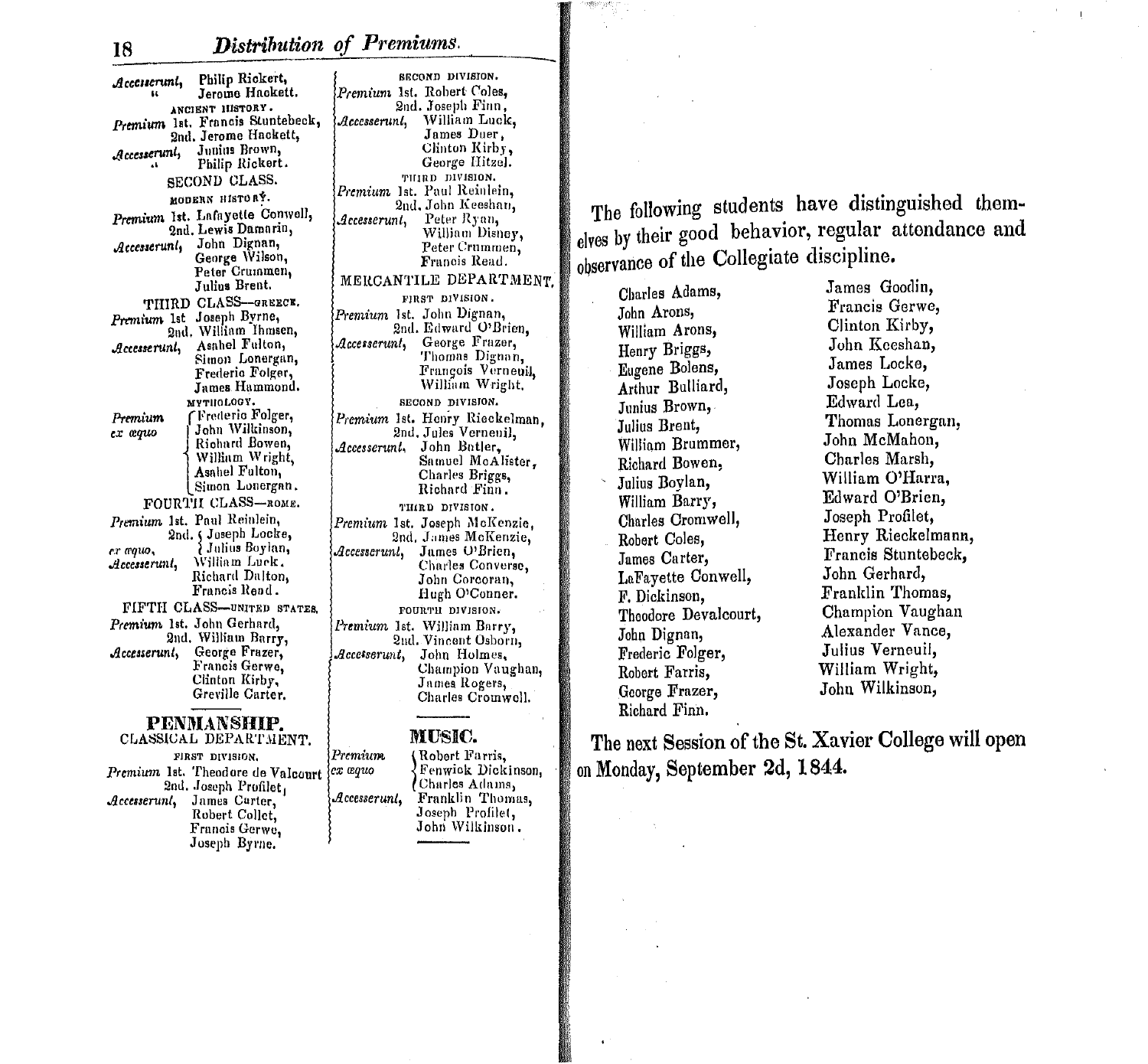*Accesserunt*, Philip Rickert,
" Jerome Hackett.

ANCIENT HISTORY.

*Premium* 1st. Francis Stuntebeck,
2nd. Jerome Hackett,
*Accesserunt*, Junius Brown,
" Philip Rickert.

SECOND CLASS.

MODERN HISTORY.

*Premium* 1st. Lafayette Conwell,
2nd. Lewis Damarin,
*Accesserunt*, John Dignan,
George Wilson,
Peter Crummen,
Julius Brent.

THIRD CLASS—GREECE.

*Premium* 1st Joseph Byrne,
2nd. William Ihmsen,
*Accesserunt*, Asahel Fulton,
Simon Lonergan,
Frederic Folger,
James Hammond.

MYTHOLOGY.

*Premium ex æquo* Frederic Folger,
John Wilkinson,
Richard Bowen,
William Wright,
Asahel Fulton,
Simon Lonergan.

FOURTH CLASS—ROME.

*Premium* 1st. Paul Reinlein,
2nd. *ex æquo*, Joseph Locke,
Julius Boylan,
*Accesserunt*, William Luck.
Richard Dalton,
Francis Read.

FIFTH CLASS—UNITED STATES.

*Premium* 1st. John Gerhard,
2nd. William Barry,
*Accesserunt*, George Frazer,
Francis Gerwe,
Clinton Kirby,
Greville Carter.

## PENMANSHIP.

CLASSICAL DEPARTMENT.

FIRST DIVISION.

*Premium* 1st. Theodore de Valcourt
2nd. Joseph Profilet,
*Accesserunt*, James Carter,
Robert Collet,
Francis Gerwe,
Joseph Byrne.

SECOND DIVISION.

*Premium* 1st. Robert Coles,
2nd. Joseph Finn,
*Accesserunt*, William Luck,
James Duer,
Clinton Kirby,
George Hitzel.

THIRD DIVISION.

*Premium* 1st. Paul Reinlein,
2nd. John Keeshan,
*Accesserunt*, Peter Ryan,
William Disney,
Peter Crummen,
Francis Read.

MERCANTILE DEPARTMENT.

FIRST DIVISION.

*Premium* 1st. John Dignan,
2nd. Edward O'Brien,
*Accesserunt*, George Frazer,
Thomas Dignan,
François Verneuil,
William Wright.

SECOND DIVISION.

*Premium* 1st. Henry Rieckelman,
2nd. Jules Verneuil,
*Accesserunt*, John Butler,
Samuel McAlister,
Charles Briggs,
Richard Finn.

THIRD DIVISION.

*Premium* 1st. Joseph McKenzie,
2nd. James McKenzie,
*Accesserunt*, James O'Brien,
Charles Converse,
John Corcoran,
Hugh O'Conner.

FOURTH DIVISION.

*Premium* 1st. William Barry,
2nd. Vincent Osborn,
*Accesserunt*, John Holmes,
Champion Vaughan,
James Rogers,
Charles Cromwell.

## MUSIC.

*Premium ex æquo* Robert Farris,
Fenwick Dickinson,
Charles Adams,
*Accesserunt*, Franklin Thomas,
Joseph Profilet,
John Wilkinson.

---

The following students have distinguished themselves by their good behavior, regular attendance and observance of the Collegiate discipline.

Charles Adams,
John Arons,
William Arons,
Henry Briggs,
Eugene Bolens,
Arthur Bulliard,
Junius Brown,
Julius Brent,
William Brummer,
Richard Bowen,
Julius Boylan,
William Barry,
Charles Cromwell,
Robert Coles,
James Carter,
LaFayette Conwell,
F. Dickinson,
Theodore Devalcourt,
John Dignan,
Frederic Folger,
Robert Farris,
George Frazer,
Richard Finn.
James Goodin,
Francis Gerwe,
Clinton Kirby,
John Keeshan,
James Locke,
Joseph Locke,
Edward Lea,
Thomas Lonergan,
John McMahon,
Charles Marsh,
William O'Harra,
Edward O'Brien,
Joseph Profilet,
Henry Rieckelmann,
Francis Stuntebeck,
John Gerhard,
Franklin Thomas,
Champion Vaughan
Alexander Vance,
Julius Verneuil,
William Wright,
John Wilkinson,

The next Session of the St. Xavier College will open on Monday, September 2d, 1844.